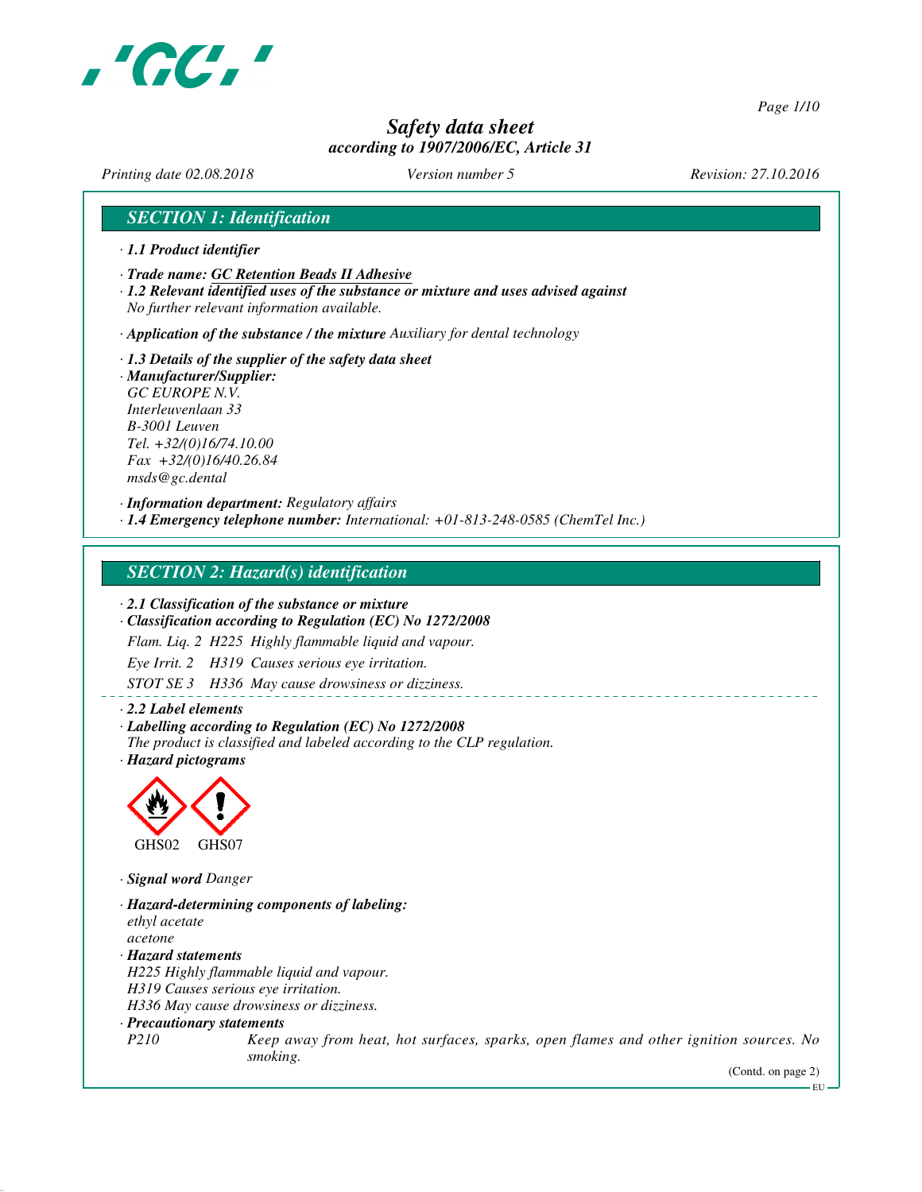# Safety data sheet

*according to 1907/2006/EC, Article 31*

*Printing date 02.08.2018* *Version number 5* *Revision: 27.10.2016*

## SECTION 1: Identification

· **1.1 Product identifier**

· **Trade name: GC Retention Beads II Adhesive**

· **1.2 Relevant identified uses of the substance or mixture and uses advised against**
*No further relevant information available.*

· **Application of the substance / the mixture** *Auxiliary for dental technology*

· **1.3 Details of the supplier of the safety data sheet**

· **Manufacturer/Supplier:**
*GC EUROPE N.V.*
*Interleuvenlaan 33*
*B-3001 Leuven*
*Tel. +32/(0)16/74.10.00*
*Fax +32/(0)16/40.26.84*
*msds@gc.dental*

· **Information department:** *Regulatory affairs*

· **1.4 Emergency telephone number:** *International: +01-813-248-0585 (ChemTel Inc.)*

## SECTION 2: Hazard(s) identification

· **2.1 Classification of the substance or mixture**

· **Classification according to Regulation (EC) No 1272/2008**

*Flam. Liq. 2 H225 Highly flammable liquid and vapour.*

*Eye Irrit. 2 H319 Causes serious eye irritation.*

*STOT SE 3 H336 May cause drowsiness or dizziness.*

· **2.2 Label elements**

· **Labelling according to Regulation (EC) No 1272/2008**
*The product is classified and labeled according to the CLP regulation.*

· **Hazard pictograms**

GHS02 GHS07

· **Signal word** *Danger*

· **Hazard-determining components of labeling:**
*ethyl acetate*
*acetone*

· **Hazard statements**
*H225 Highly flammable liquid and vapour.*
*H319 Causes serious eye irritation.*
*H336 May cause drowsiness or dizziness.*

· **Precautionary statements**

*P210 Keep away from heat, hot surfaces, sparks, open flames and other ignition sources. No smoking.*

(Contd. on page 2)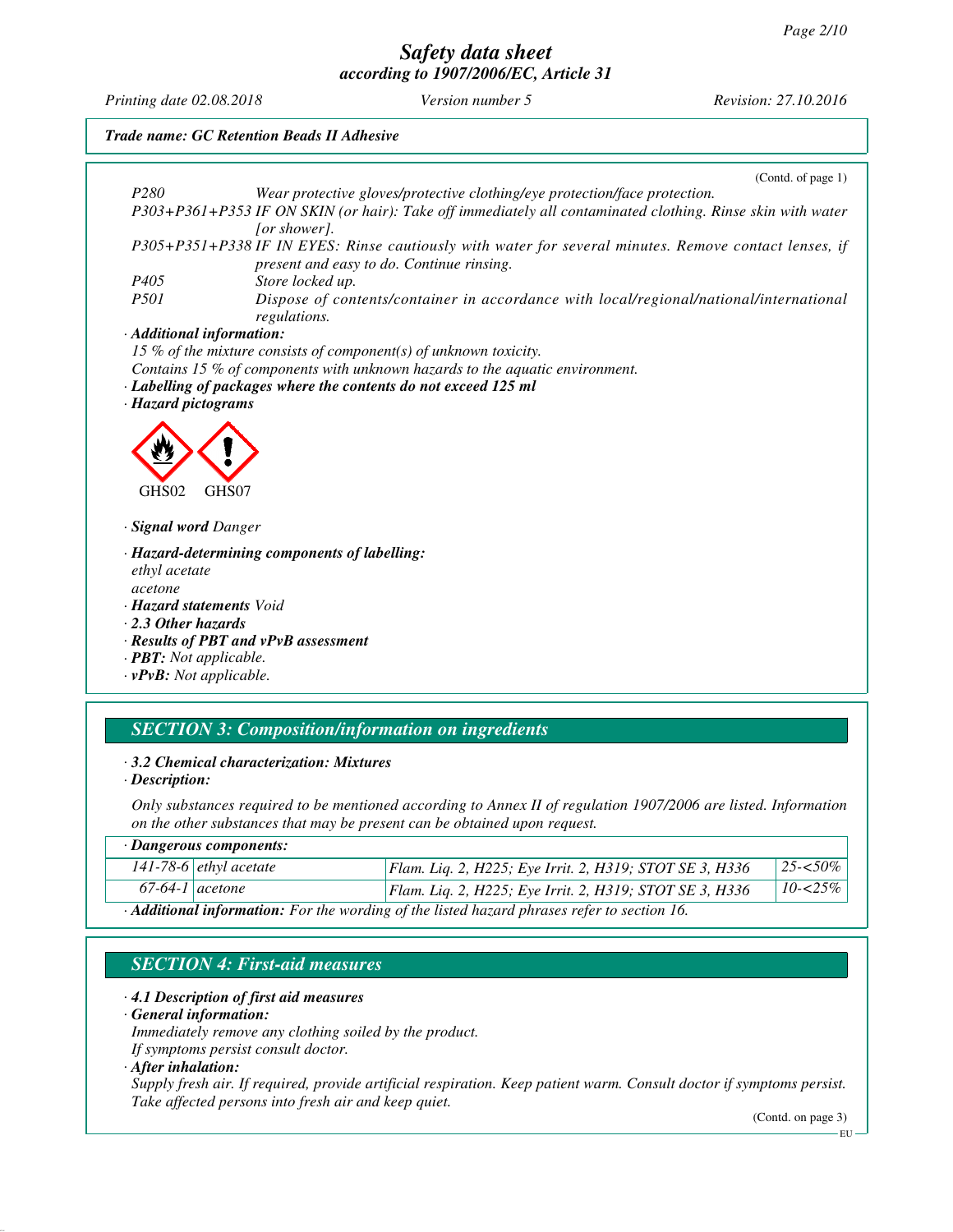*Trade name: GC Retention Beads II Adhesive*

(Contd. of page 1)

*P280* Wear protective gloves/protective clothing/eye protection/face protection.

*P303+P361+P353* IF ON SKIN (or hair): Take off immediately all contaminated clothing. Rinse skin with water [or shower].

*P305+P351+P338* IF IN EYES: Rinse cautiously with water for several minutes. Remove contact lenses, if present and easy to do. Continue rinsing.

*P405* Store locked up.

*P501* Dispose of contents/container in accordance with local/regional/national/international regulations.

· ***Additional information:***

15 % of the mixture consists of component(s) of unknown toxicity.

Contains 15 % of components with unknown hazards to the aquatic environment.

· ***Labelling of packages where the contents do not exceed 125 ml***

· ***Hazard pictograms***

GHS02 GHS07

· ***Signal word*** *Danger*

· ***Hazard-determining components of labelling:***

ethyl acetate

acetone

· ***Hazard statements*** *Void*

· ***2.3 Other hazards***

· ***Results of PBT and vPvB assessment***

· ***PBT:*** *Not applicable.*

· ***vPvB:*** *Not applicable.*

## SECTION 3: Composition/information on ingredients

· ***3.2 Chemical characterization: Mixtures***

· ***Description:***

Only substances required to be mentioned according to Annex II of regulation 1907/2006 are listed. Information on the other substances that may be present can be obtained upon request.

· ***Dangerous components:***

| | | | |
|---|---|---|---|
| 141-78-6 | ethyl acetate | Flam. Liq. 2, H225; Eye Irrit. 2, H319; STOT SE 3, H336 | 25-<50% |
| 67-64-1 | acetone | Flam. Liq. 2, H225; Eye Irrit. 2, H319; STOT SE 3, H336 | 10-<25% |

· ***Additional information:*** For the wording of the listed hazard phrases refer to section 16.

## SECTION 4: First-aid measures

· ***4.1 Description of first aid measures***

· ***General information:***

Immediately remove any clothing soiled by the product.

If symptoms persist consult doctor.

· ***After inhalation:***

Supply fresh air. If required, provide artificial respiration. Keep patient warm. Consult doctor if symptoms persist.

Take affected persons into fresh air and keep quiet.

(Contd. on page 3)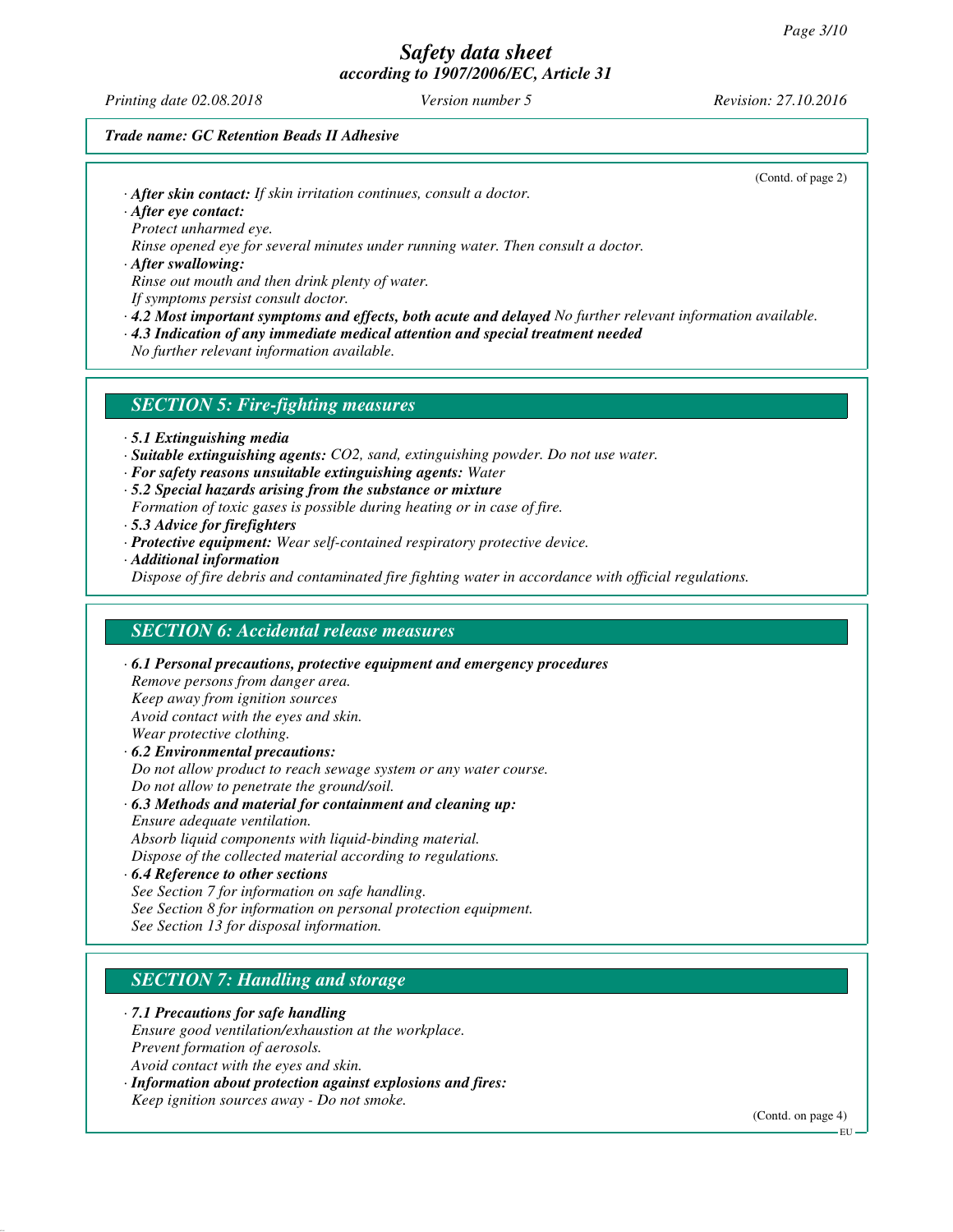Trade name: GC Retention Beads II Adhesive

(Contd. of page 2)

· **After skin contact:** If skin irritation continues, consult a doctor.

· **After eye contact:**
Protect unharmed eye.
Rinse opened eye for several minutes under running water. Then consult a doctor.

· **After swallowing:**
Rinse out mouth and then drink plenty of water.
If symptoms persist consult doctor.

· **4.2 Most important symptoms and effects, both acute and delayed** No further relevant information available.

· **4.3 Indication of any immediate medical attention and special treatment needed**
No further relevant information available.

## SECTION 5: Fire-fighting measures

· **5.1 Extinguishing media**

· **Suitable extinguishing agents:** $CO_2$, sand, extinguishing powder. Do not use water.

· **For safety reasons unsuitable extinguishing agents:** Water

· **5.2 Special hazards arising from the substance or mixture**
Formation of toxic gases is possible during heating or in case of fire.

· **5.3 Advice for firefighters**

· **Protective equipment:** Wear self-contained respiratory protective device.

· **Additional information**
Dispose of fire debris and contaminated fire fighting water in accordance with official regulations.

## SECTION 6: Accidental release measures

· **6.1 Personal precautions, protective equipment and emergency procedures**
Remove persons from danger area.
Keep away from ignition sources
Avoid contact with the eyes and skin.
Wear protective clothing.

· **6.2 Environmental precautions:**
Do not allow product to reach sewage system or any water course.
Do not allow to penetrate the ground/soil.

· **6.3 Methods and material for containment and cleaning up:**
Ensure adequate ventilation.
Absorb liquid components with liquid-binding material.
Dispose of the collected material according to regulations.

· **6.4 Reference to other sections**
See Section 7 for information on safe handling.
See Section 8 for information on personal protection equipment.
See Section 13 for disposal information.

## SECTION 7: Handling and storage

· **7.1 Precautions for safe handling**
Ensure good ventilation/exhaustion at the workplace.
Prevent formation of aerosols.
Avoid contact with the eyes and skin.

· **Information about protection against explosions and fires:**
Keep ignition sources away - Do not smoke.

(Contd. on page 4)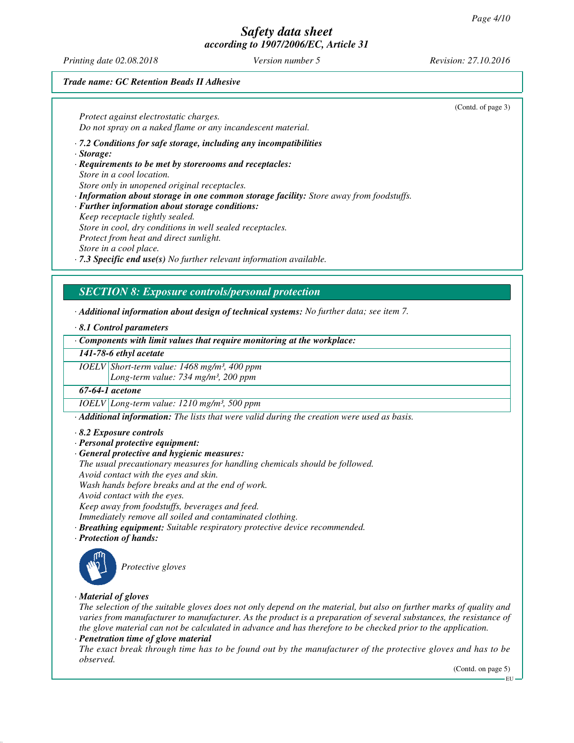*Trade name: GC Retention Beads II Adhesive*

(Contd. of page 3)

*Protect against electrostatic charges.*
*Do not spray on a naked flame or any incandescent material.*

· ***7.2 Conditions for safe storage, including any incompatibilities***
· ***Storage:***
· ***Requirements to be met by storerooms and receptacles:***
*Store in a cool location.*
*Store only in unopened original receptacles.*
· ***Information about storage in one common storage facility:*** *Store away from foodstuffs.*
· ***Further information about storage conditions:***
*Keep receptacle tightly sealed.*
*Store in cool, dry conditions in well sealed receptacles.*
*Protect from heat and direct sunlight.*
*Store in a cool place.*
· ***7.3 Specific end use(s)*** *No further relevant information available.*

## *SECTION 8: Exposure controls/personal protection*

· ***Additional information about design of technical systems:*** *No further data; see item 7.*

· ***8.1 Control parameters***

| · ***Components with limit values that require monitoring at the workplace:*** | |
|---|---|
| ***141-78-6 ethyl acetate*** | |
| *IOELV* | *Short-term value: 1468 mg/m³, 400 ppm*<br>*Long-term value: 734 mg/m³, 200 ppm* |
| ***67-64-1 acetone*** | |
| *IOELV* | *Long-term value: 1210 mg/m³, 500 ppm* |

· ***Additional information:*** *The lists that were valid during the creation were used as basis.*

· ***8.2 Exposure controls***
· ***Personal protective equipment:***
· ***General protective and hygienic measures:***
*The usual precautionary measures for handling chemicals should be followed.*
*Avoid contact with the eyes and skin.*
*Wash hands before breaks and at the end of work.*
*Avoid contact with the eyes.*
*Keep away from foodstuffs, beverages and feed.*
*Immediately remove all soiled and contaminated clothing.*
· ***Breathing equipment:*** *Suitable respiratory protective device recommended.*
· ***Protection of hands:***

*Protective gloves*

· ***Material of gloves***
*The selection of the suitable gloves does not only depend on the material, but also on further marks of quality and varies from manufacturer to manufacturer. As the product is a preparation of several substances, the resistance of the glove material can not be calculated in advance and has therefore to be checked prior to the application.*
· ***Penetration time of glove material***
*The exact break through time has to be found out by the manufacturer of the protective gloves and has to be observed.*

(Contd. on page 5)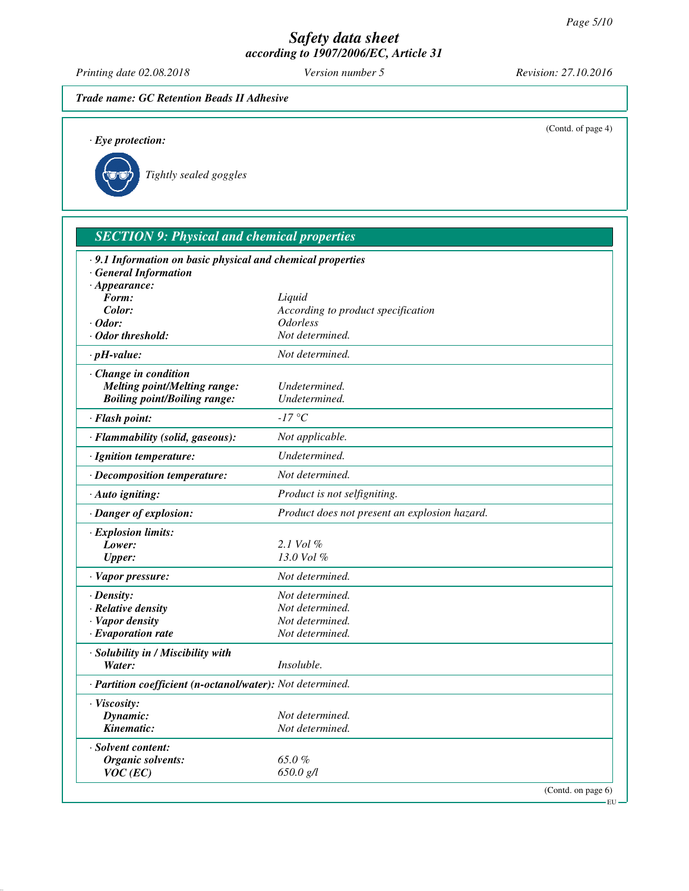Trade name: GC Retention Beads II Adhesive

(Contd. of page 4)

· **Eye protection:**

Tightly sealed goggles

## SECTION 9: Physical and chemical properties

· **9.1 Information on basic physical and chemical properties**
· **General Information**

| | |
|---|---|
| · **Appearance:** | |
| **Form:** | Liquid |
| **Color:** | According to product specification |
| · **Odor:** | Odorless |
| · **Odor threshold:** | Not determined. |
| · **pH-value:** | Not determined. |
| · **Change in condition** | |
| **Melting point/Melting range:** | Undetermined. |
| **Boiling point/Boiling range:** | Undetermined. |
| · **Flash point:** | -17 °C |
| · **Flammability (solid, gaseous):** | Not applicable. |
| · **Ignition temperature:** | Undetermined. |
| · **Decomposition temperature:** | Not determined. |
| · **Auto igniting:** | Product is not selfigniting. |
| · **Danger of explosion:** | Product does not present an explosion hazard. |
| · **Explosion limits:** | |
| **Lower:** | 2.1 Vol % |
| **Upper:** | 13.0 Vol % |
| · **Vapor pressure:** | Not determined. |
| · **Density:** | Not determined. |
| · **Relative density** | Not determined. |
| · **Vapor density** | Not determined. |
| · **Evaporation rate** | Not determined. |
| · **Solubility in / Miscibility with** | |
| **Water:** | Insoluble. |
| · **Partition coefficient (n-octanol/water):** | Not determined. |
| · **Viscosity:** | |
| **Dynamic:** | Not determined. |
| **Kinematic:** | Not determined. |
| · **Solvent content:** | |
| **Organic solvents:** | 65.0 % |
| **VOC (EC)** | 650.0 g/l |

(Contd. on page 6)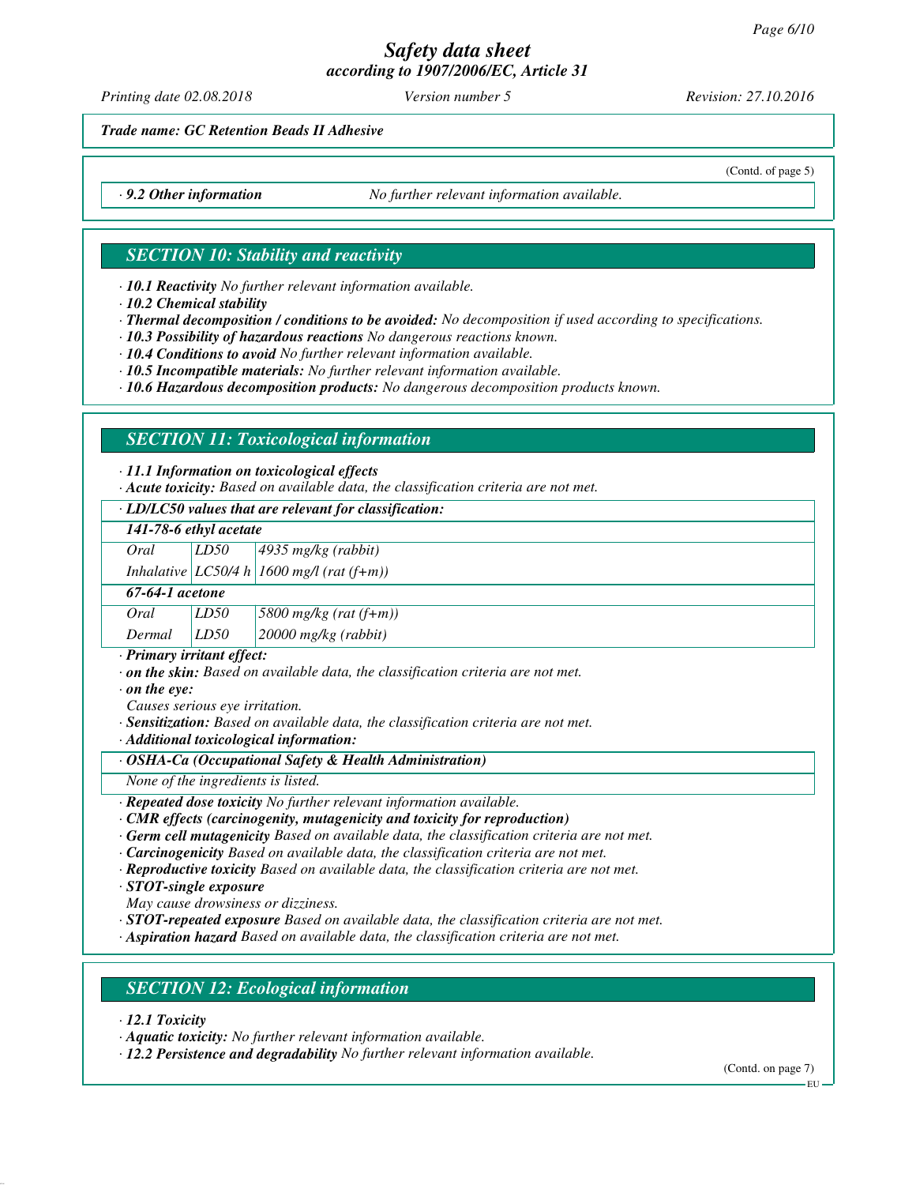Trade name: GC Retention Beads II Adhesive

(Contd. of page 5)

· **9.2 Other information** No further relevant information available.

## SECTION 10: Stability and reactivity

· **10.1 Reactivity** No further relevant information available.
· **10.2 Chemical stability**
· **Thermal decomposition / conditions to be avoided:** No decomposition if used according to specifications.
· **10.3 Possibility of hazardous reactions** No dangerous reactions known.
· **10.4 Conditions to avoid** No further relevant information available.
· **10.5 Incompatible materials:** No further relevant information available.
· **10.6 Hazardous decomposition products:** No dangerous decomposition products known.

## SECTION 11: Toxicological information

· **11.1 Information on toxicological effects**
· **Acute toxicity:** Based on available data, the classification criteria are not met.

| · LD/LC50 values that are relevant for classification: | | |
|---|---|---|
| **141-78-6 ethyl acetate** | | |
| Oral | LD50 | 4935 mg/kg (rabbit) |
| Inhalative | LC50/4 h | 1600 mg/l (rat (f+m)) |
| **67-64-1 acetone** | | |
| Oral | LD50 | 5800 mg/kg (rat (f+m)) |
| Dermal | LD50 | 20000 mg/kg (rabbit) |

· **Primary irritant effect:**
· **on the skin:** Based on available data, the classification criteria are not met.
· **on the eye:**
Causes serious eye irritation.
· **Sensitization:** Based on available data, the classification criteria are not met.
· **Additional toxicological information:**

| · OSHA-Ca (Occupational Safety & Health Administration) |
|---|
| None of the ingredients is listed. |

· **Repeated dose toxicity** No further relevant information available.
· **CMR effects (carcinogenity, mutagenicity and toxicity for reproduction)**
· **Germ cell mutagenicity** Based on available data, the classification criteria are not met.
· **Carcinogenicity** Based on available data, the classification criteria are not met.
· **Reproductive toxicity** Based on available data, the classification criteria are not met.
· **STOT-single exposure**
May cause drowsiness or dizziness.
· **STOT-repeated exposure** Based on available data, the classification criteria are not met.
· **Aspiration hazard** Based on available data, the classification criteria are not met.

## SECTION 12: Ecological information

· **12.1 Toxicity**
· **Aquatic toxicity:** No further relevant information available.
· **12.2 Persistence and degradability** No further relevant information available.

(Contd. on page 7)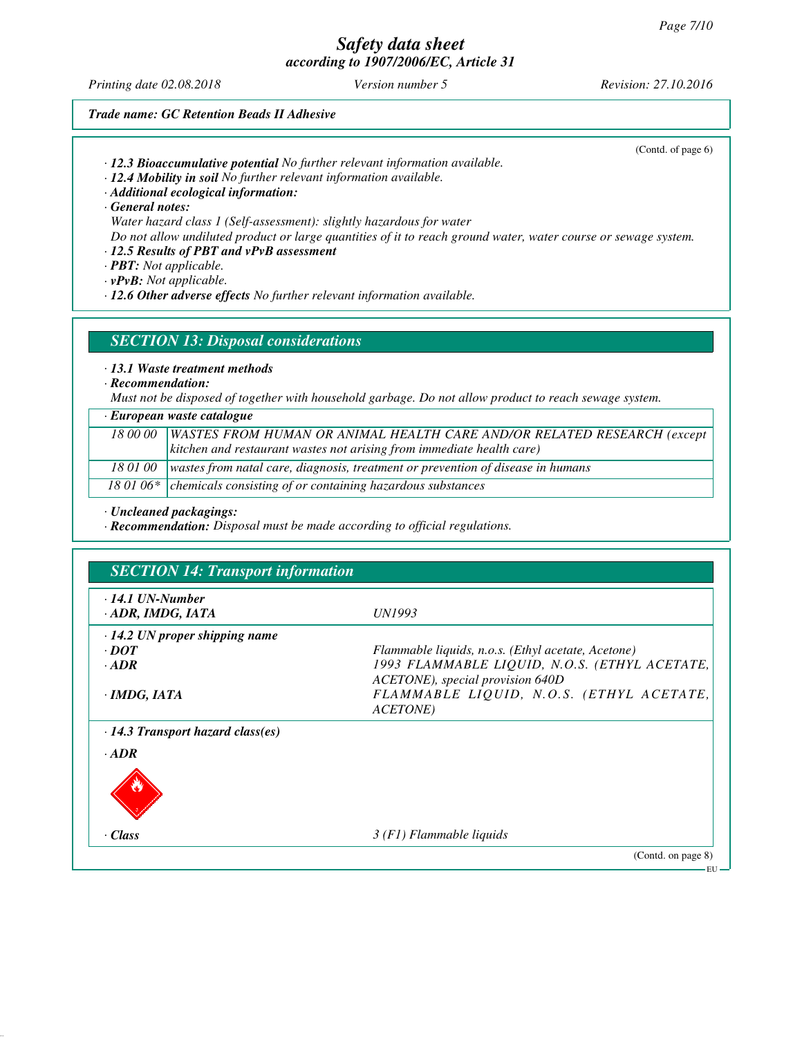(Contd. of page 6)

· **12.3 Bioaccumulative potential** *No further relevant information available.*
· **12.4 Mobility in soil** *No further relevant information available.*
· **Additional ecological information:**
· **General notes:**
*Water hazard class 1 (Self-assessment): slightly hazardous for water*
*Do not allow undiluted product or large quantities of it to reach ground water, water course or sewage system.*
· **12.5 Results of PBT and vPvB assessment**
· **PBT:** *Not applicable.*
· **vPvB:** *Not applicable.*
· **12.6 Other adverse effects** *No further relevant information available.*

## SECTION 13: Disposal considerations

· **13.1 Waste treatment methods**
· **Recommendation:**
*Must not be disposed of together with household garbage. Do not allow product to reach sewage system.*

| · **European waste catalogue** | |
|---|---|
| 18 00 00 | WASTES FROM HUMAN OR ANIMAL HEALTH CARE AND/OR RELATED RESEARCH (except kitchen and restaurant wastes not arising from immediate health care) |
| 18 01 00 | wastes from natal care, diagnosis, treatment or prevention of disease in humans |
| 18 01 06* | chemicals consisting of or containing hazardous substances |

· **Uncleaned packagings:**
· **Recommendation:** *Disposal must be made according to official regulations.*

## SECTION 14: Transport information

| | |
|---|---|
| · **14.1 UN-Number** | |
| · **ADR, IMDG, IATA** | UN1993 |
| · **14.2 UN proper shipping name** | |
| · **DOT** | Flammable liquids, n.o.s. (Ethyl acetate, Acetone) |
| · **ADR** | 1993 FLAMMABLE LIQUID, N.O.S. (ETHYL ACETATE, ACETONE), special provision 640D |
| · **IMDG, IATA** | FLAMMABLE LIQUID, N.O.S. (ETHYL ACETATE, ACETONE) |
| · **14.3 Transport hazard class(es)** | |
| · **ADR** | |
| · **Class** | 3 (F1) Flammable liquids |

(Contd. on page 8)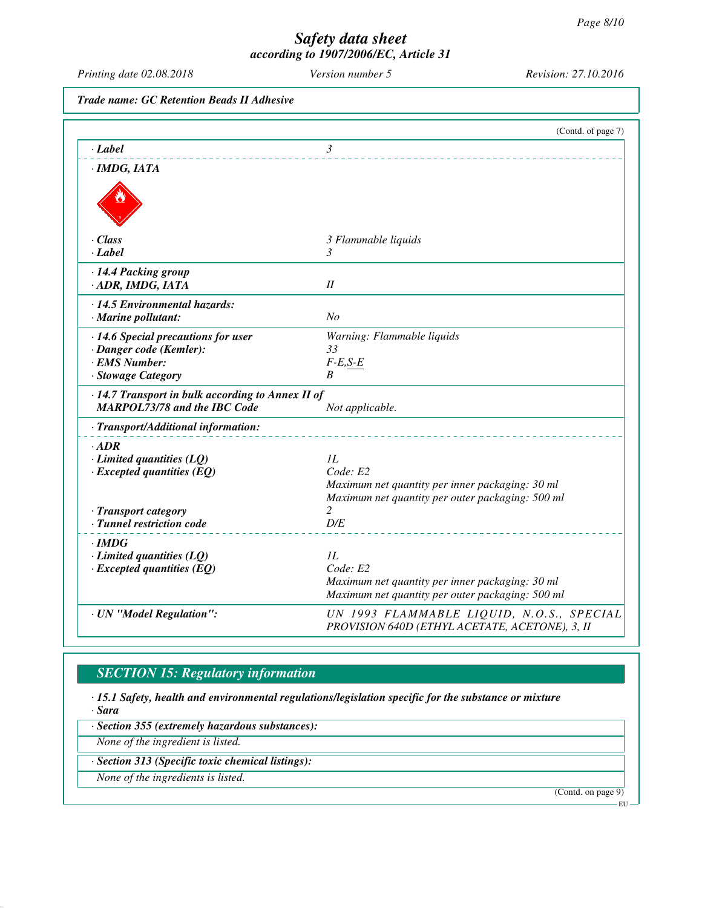**Trade name: GC Retention Beads II Adhesive**

(Contd. of page 7)

| | |
|---|---|
| · **Label** | 3 |
| · **IMDG, IATA** | |
| · **Class** | 3 Flammable liquids |
| · **Label** | 3 |
| · **14.4 Packing group** | |
| · **ADR, IMDG, IATA** | II |
| · **14.5 Environmental hazards:** | |
| · **Marine pollutant:** | No |
| · **14.6 Special precautions for user** | Warning: Flammable liquids |
| · **Danger code (Kemler):** | 33 |
| · **EMS Number:** | F-E,S-E |
| · **Stowage Category** | B |
| · **14.7 Transport in bulk according to Annex II of MARPOL73/78 and the IBC Code** | Not applicable. |
| · **Transport/Additional information:** | |
| · **ADR** | |
| · **Limited quantities (LQ)** | 1L |
| · **Excepted quantities (EQ)** | Code: E2<br>Maximum net quantity per inner packaging: 30 ml<br>Maximum net quantity per outer packaging: 500 ml |
| · **Transport category** | 2 |
| · **Tunnel restriction code** | D/E |
| · **IMDG** | |
| · **Limited quantities (LQ)** | 1L |
| · **Excepted quantities (EQ)** | Code: E2<br>Maximum net quantity per inner packaging: 30 ml<br>Maximum net quantity per outer packaging: 500 ml |
| · **UN "Model Regulation":** | UN 1993 FLAMMABLE LIQUID, N.O.S., SPECIAL PROVISION 640D (ETHYL ACETATE, ACETONE), 3, II |

## SECTION 15: Regulatory information

· **15.1 Safety, health and environmental regulations/legislation specific for the substance or mixture**

· **Sara**

· **Section 355 (extremely hazardous substances):**

None of the ingredient is listed.

· **Section 313 (Specific toxic chemical listings):**

None of the ingredients is listed.

(Contd. on page 9)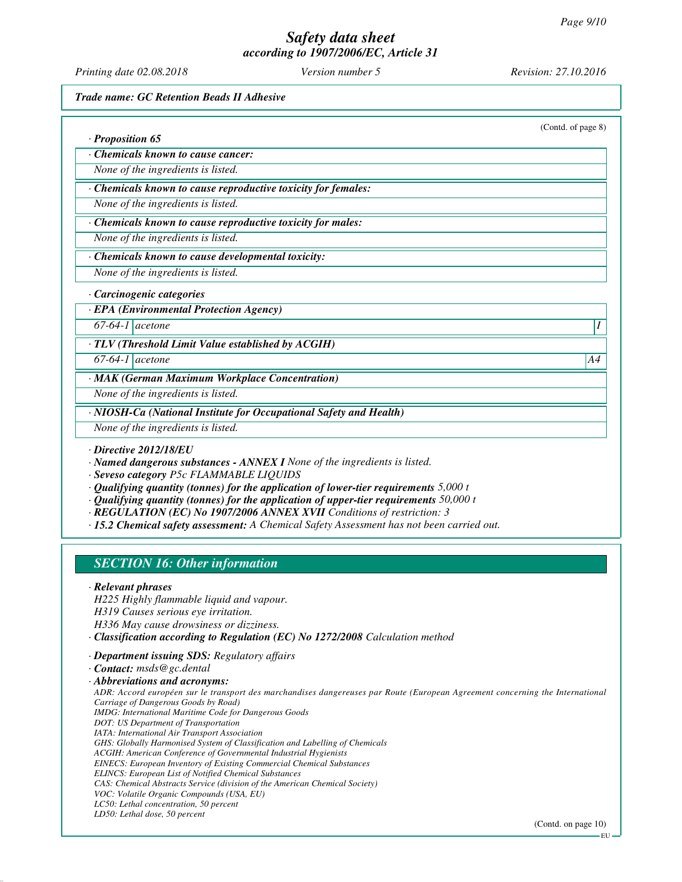Trade name: GC Retention Beads II Adhesive

(Contd. of page 8)

· **Proposition 65**

· **Chemicals known to cause cancer:**

None of the ingredients is listed.

· **Chemicals known to cause reproductive toxicity for females:**

None of the ingredients is listed.

· **Chemicals known to cause reproductive toxicity for males:**

None of the ingredients is listed.

· **Chemicals known to cause developmental toxicity:**

None of the ingredients is listed.

· **Carcinogenic categories**

· **EPA (Environmental Protection Agency)**

| 67-64-1 | acetone | I |
|---|---|---|

· **TLV (Threshold Limit Value established by ACGIH)**

| 67-64-1 | acetone | A4 |
|---|---|---|

· **MAK (German Maximum Workplace Concentration)**

None of the ingredients is listed.

· **NIOSH-Ca (National Institute for Occupational Safety and Health)**

None of the ingredients is listed.

· **Directive 2012/18/EU**
· **Named dangerous substances - ANNEX I** None of the ingredients is listed.
· **Seveso category** P5c FLAMMABLE LIQUIDS
· **Qualifying quantity (tonnes) for the application of lower-tier requirements** 5,000 t
· **Qualifying quantity (tonnes) for the application of upper-tier requirements** 50,000 t
· **REGULATION (EC) No 1907/2006 ANNEX XVII** Conditions of restriction: 3
· **15.2 Chemical safety assessment:** A Chemical Safety Assessment has not been carried out.

## SECTION 16: Other information

· **Relevant phrases**

H225 Highly flammable liquid and vapour.
H319 Causes serious eye irritation.
H336 May cause drowsiness or dizziness.

· **Classification according to Regulation (EC) No 1272/2008** Calculation method

· **Department issuing SDS:** Regulatory affairs
· **Contact:** msds@gc.dental
· **Abbreviations and acronyms:**

ADR: Accord européen sur le transport des marchandises dangereuses par Route (European Agreement concerning the International Carriage of Dangerous Goods by Road)
IMDG: International Maritime Code for Dangerous Goods
DOT: US Department of Transportation
IATA: International Air Transport Association
GHS: Globally Harmonised System of Classification and Labelling of Chemicals
ACGIH: American Conference of Governmental Industrial Hygienists
EINECS: European Inventory of Existing Commercial Chemical Substances
ELINCS: European List of Notified Chemical Substances
CAS: Chemical Abstracts Service (division of the American Chemical Society)
VOC: Volatile Organic Compounds (USA, EU)
LC50: Lethal concentration, 50 percent
LD50: Lethal dose, 50 percent

(Contd. on page 10)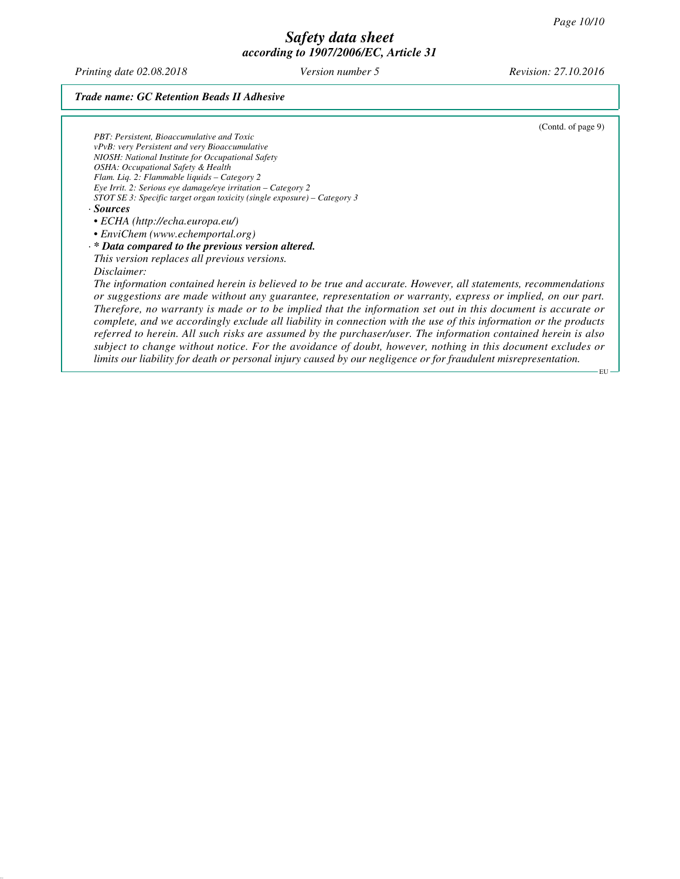(Contd. of page 9)

*PBT: Persistent, Bioaccumulative and Toxic*
*vPvB: very Persistent and very Bioaccumulative*
*NIOSH: National Institute for Occupational Safety*
*OSHA: Occupational Safety & Health*
*Flam. Liq. 2: Flammable liquids – Category 2*
*Eye Irrit. 2: Serious eye damage/eye irritation – Category 2*
*STOT SE 3: Specific target organ toxicity (single exposure) – Category 3*

· ***Sources***

- *ECHA (http://echa.europa.eu/)*
- *EnviChem (www.echemportal.org)*

· ***\* Data compared to the previous version altered.***

*This version replaces all previous versions.*

*Disclaimer:*

*The information contained herein is believed to be true and accurate. However, all statements, recommendations or suggestions are made without any guarantee, representation or warranty, express or implied, on our part. Therefore, no warranty is made or to be implied that the information set out in this document is accurate or complete, and we accordingly exclude all liability in connection with the use of this information or the products referred to herein. All such risks are assumed by the purchaser/user. The information contained herein is also subject to change without notice. For the avoidance of doubt, however, nothing in this document excludes or limits our liability for death or personal injury caused by our negligence or for fraudulent misrepresentation.*

EU